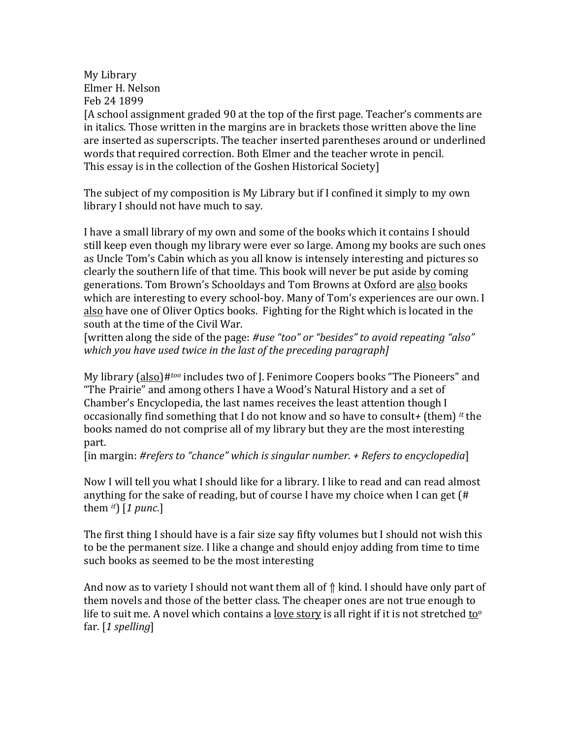My Library
Elmer H. Nelson
Feb 24 1899
[A school assignment graded 90 at the top of the first page. Teacher's comments are in italics. Those written in the margins are in brackets those written above the line are inserted as superscripts. The teacher inserted parentheses around or underlined words that required correction. Both Elmer and the teacher wrote in pencil.
This essay is in the collection of the Goshen Historical Society]

The subject of my composition is My Library but if I confined it simply to my own library I should not have much to say.

I have a small library of my own and some of the books which it contains I should still keep even though my library were ever so large. Among my books are such ones as Uncle Tom's Cabin which as you all know is intensely interesting and pictures so clearly the southern life of that time. This book will never be put aside by coming generations. Tom Brown's Schooldays and Tom Browns at Oxford are <u>also</u> books which are interesting to every school-boy. Many of Tom's experiences are our own. I <u>also</u> have one of Oliver Optics books. Fighting for the Right which is located in the south at the time of the Civil War.
[written along the side of the page: *#use "too" or "besides" to avoid repeating "also" which you have used twice in the last of the preceding paragraph]*

My library (<u>also</u>)#*too* includes two of J. Fenimore Coopers books "The Pioneers" and "The Prairie" and among others I have a Wood's Natural History and a set of Chamber's Encyclopedia, the last names receives the least attention though I occasionally find something that I do not know and so have to consult+ (them) *it* the books named do not comprise all of my library but they are the most interesting part.
[in margin: *#refers to "chance" which is singular number. + Refers to encyclopedia*]

Now I will tell you what I should like for a library. I like to read and can read almost anything for the sake of reading, but of course I have my choice when I can get (# them *it*) [*1 punc.*]

The first thing I should have is a fair size say fifty volumes but I should not wish this to be the permanent size. I like a change and should enjoy adding from time to time such books as seemed to be the most interesting

And now as to variety I should not want them all of ⇑ kind. I should have only part of them novels and those of the better class. The cheaper ones are not true enough to life to suit me. A novel which contains a <u>love story</u> is all right if it is not stretched <u>to</u>*o* far. [*1 spelling*]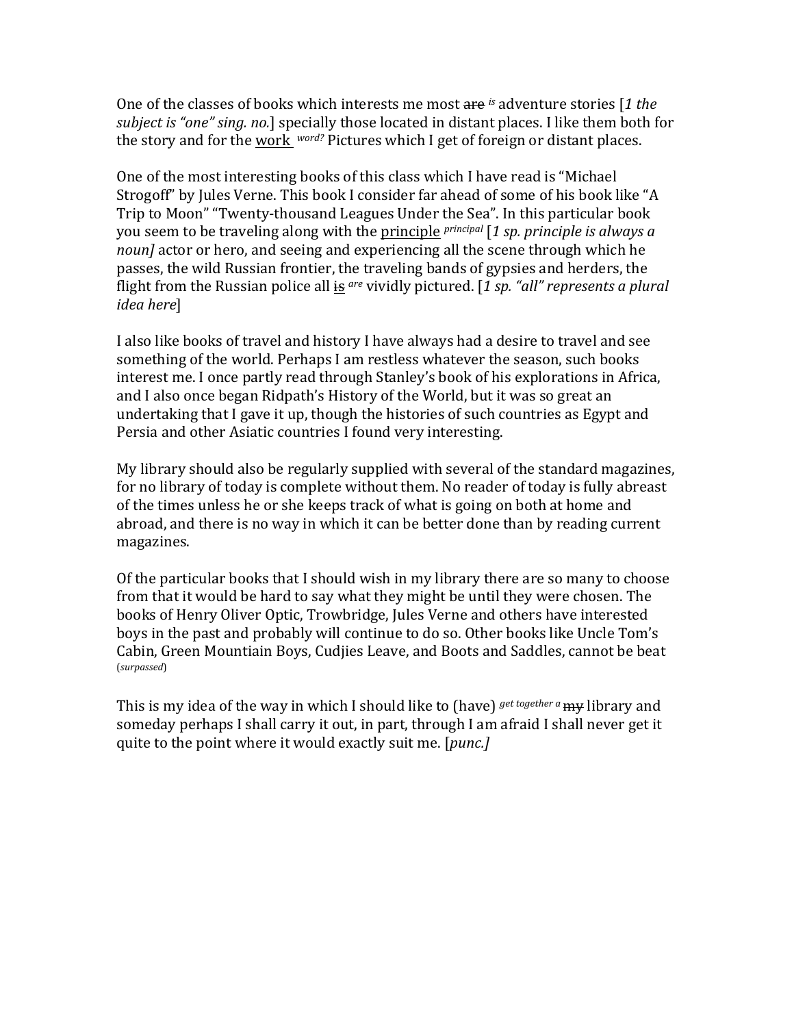One of the classes of books which interests me most ~~are~~ *is* adventure stories [*1 the subject is "one" sing. no.*] specially those located in distant places. I like them both for the story and for the <u>work</u> *word?* Pictures which I get of foreign or distant places.

One of the most interesting books of this class which I have read is "Michael Strogoff" by Jules Verne. This book I consider far ahead of some of his book like "A Trip to Moon" "Twenty-thousand Leagues Under the Sea". In this particular book you seem to be traveling along with the <u>principle</u> *principal* [*1 sp. principle is always a noun]* actor or hero, and seeing and experiencing all the scene through which he passes, the wild Russian frontier, the traveling bands of gypsies and herders, the flight from the Russian police all ~~<u>is</u>~~ *are* vividly pictured. [*1 sp. "all" represents a plural idea here*]

I also like books of travel and history I have always had a desire to travel and see something of the world. Perhaps I am restless whatever the season, such books interest me. I once partly read through Stanley's book of his explorations in Africa, and I also once began Ridpath's History of the World, but it was so great an undertaking that I gave it up, though the histories of such countries as Egypt and Persia and other Asiatic countries I found very interesting.

My library should also be regularly supplied with several of the standard magazines, for no library of today is complete without them. No reader of today is fully abreast of the times unless he or she keeps track of what is going on both at home and abroad, and there is no way in which it can be better done than by reading current magazines.

Of the particular books that I should wish in my library there are so many to choose from that it would be hard to say what they might be until they were chosen. The books of Henry Oliver Optic, Trowbridge, Jules Verne and others have interested boys in the past and probably will continue to do so. Other books like Uncle Tom's Cabin, Green Mountiain Boys, Cudjies Leave, and Boots and Saddles, cannot be beat (*surpassed*)

This is my idea of the way in which I should like to (have) *get together a* ~~my~~ library and someday perhaps I shall carry it out, in part, through I am afraid I shall never get it quite to the point where it would exactly suit me. [*punc.]*